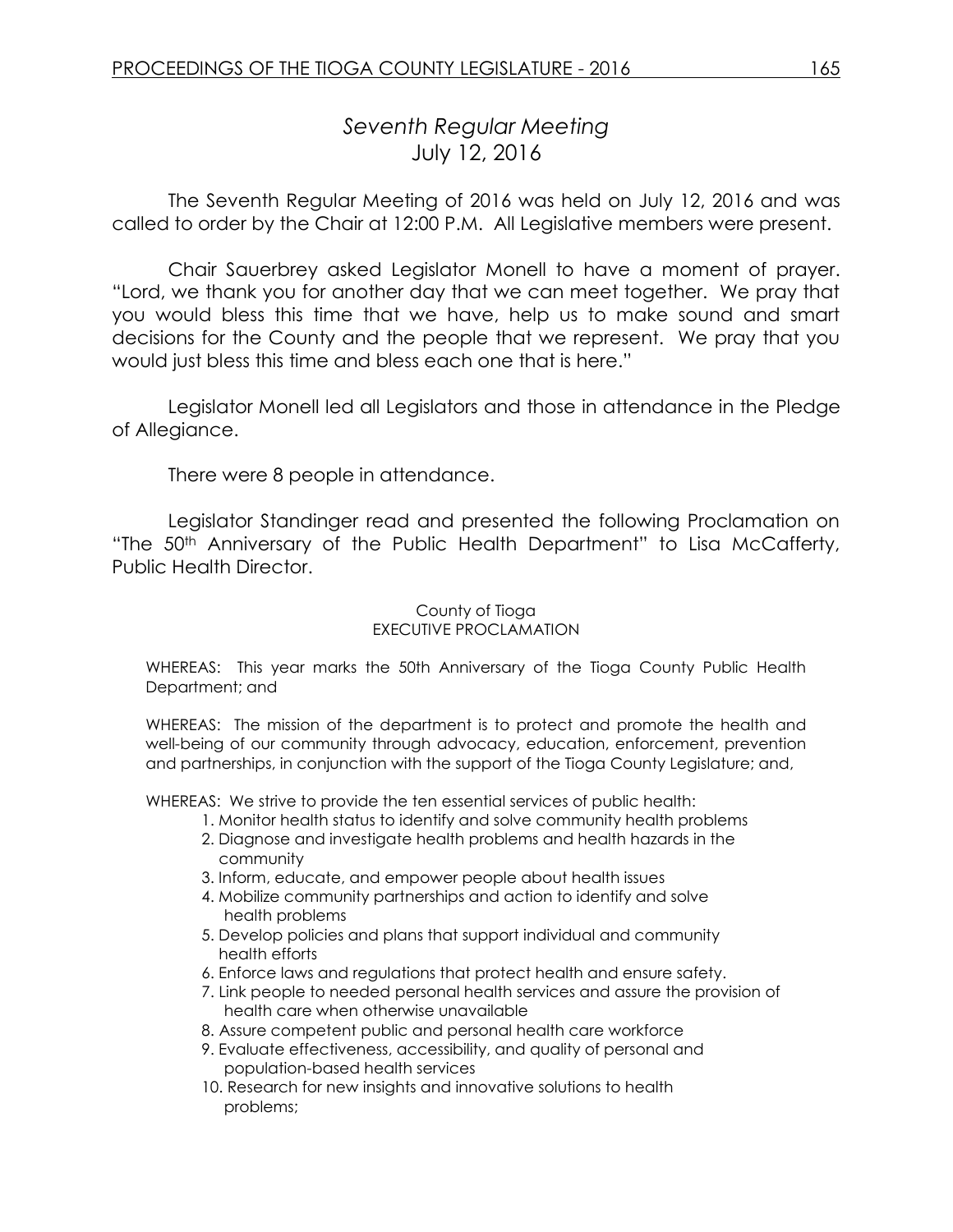## *Seventh Regular Meeting*
## July 12, 2016

The Seventh Regular Meeting of 2016 was held on July 12, 2016 and was called to order by the Chair at 12:00 P.M. All Legislative members were present.

Chair Sauerbrey asked Legislator Monell to have a moment of prayer. "Lord, we thank you for another day that we can meet together. We pray that you would bless this time that we have, help us to make sound and smart decisions for the County and the people that we represent. We pray that you would just bless this time and bless each one that is here."

Legislator Monell led all Legislators and those in attendance in the Pledge of Allegiance.

There were 8 people in attendance.

Legislator Standinger read and presented the following Proclamation on "The 50th Anniversary of the Public Health Department" to Lisa McCafferty, Public Health Director.

County of Tioga
EXECUTIVE PROCLAMATION

WHEREAS: This year marks the 50th Anniversary of the Tioga County Public Health Department; and

WHEREAS: The mission of the department is to protect and promote the health and well-being of our community through advocacy, education, enforcement, prevention and partnerships, in conjunction with the support of the Tioga County Legislature; and,

WHEREAS: We strive to provide the ten essential services of public health:

1. Monitor health status to identify and solve community health problems
2. Diagnose and investigate health problems and health hazards in the community
3. Inform, educate, and empower people about health issues
4. Mobilize community partnerships and action to identify and solve health problems
5. Develop policies and plans that support individual and community health efforts
6. Enforce laws and regulations that protect health and ensure safety.
7. Link people to needed personal health services and assure the provision of health care when otherwise unavailable
8. Assure competent public and personal health care workforce
9. Evaluate effectiveness, accessibility, and quality of personal and population-based health services
10. Research for new insights and innovative solutions to health problems;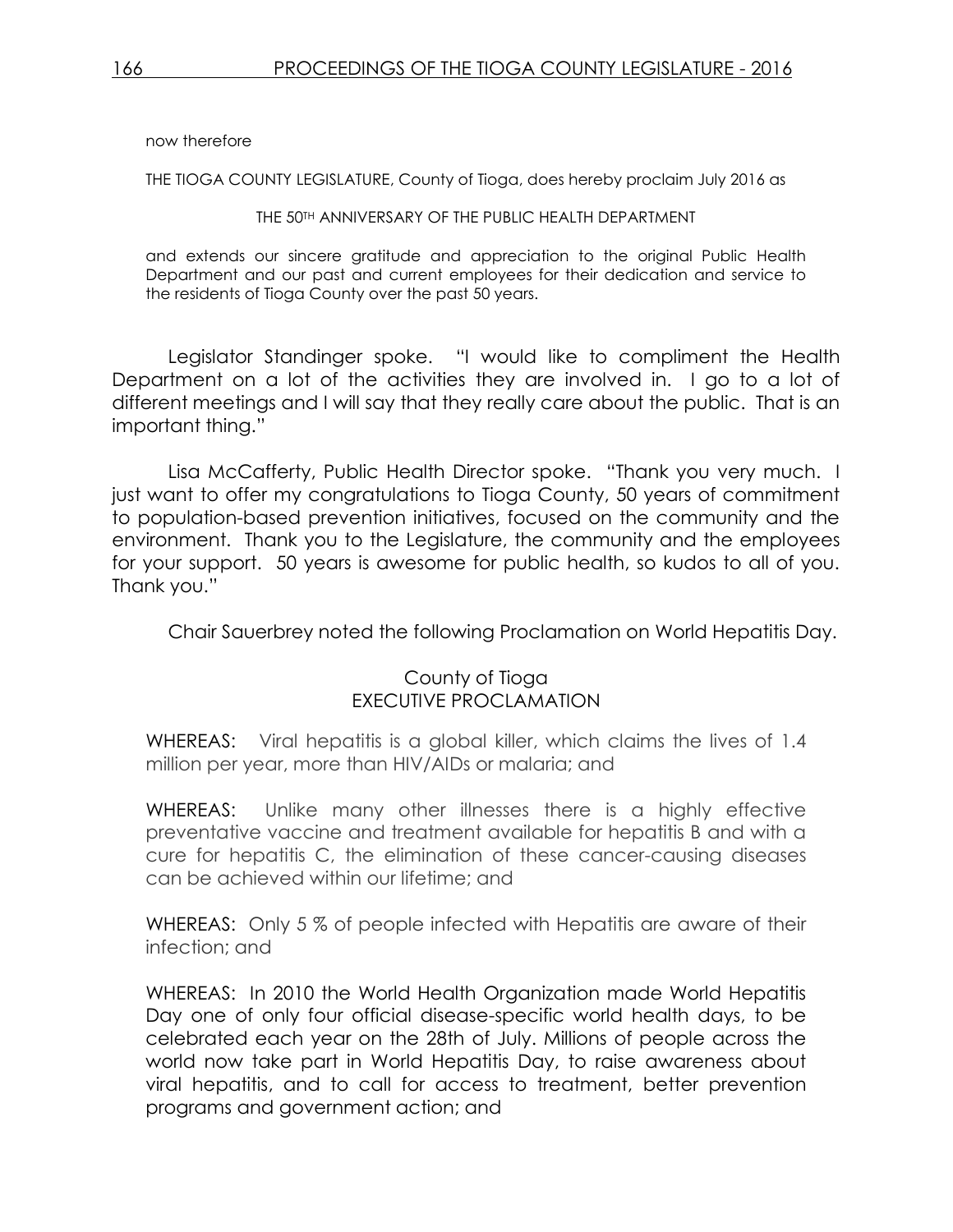now therefore

THE TIOGA COUNTY LEGISLATURE, County of Tioga, does hereby proclaim July 2016 as

THE 50TH ANNIVERSARY OF THE PUBLIC HEALTH DEPARTMENT

and extends our sincere gratitude and appreciation to the original Public Health Department and our past and current employees for their dedication and service to the residents of Tioga County over the past 50 years.

Legislator Standinger spoke. "I would like to compliment the Health Department on a lot of the activities they are involved in. I go to a lot of different meetings and I will say that they really care about the public. That is an important thing."

Lisa McCafferty, Public Health Director spoke. "Thank you very much. I just want to offer my congratulations to Tioga County, 50 years of commitment to population-based prevention initiatives, focused on the community and the environment. Thank you to the Legislature, the community and the employees for your support. 50 years is awesome for public health, so kudos to all of you. Thank you."

Chair Sauerbrey noted the following Proclamation on World Hepatitis Day.

County of Tioga
EXECUTIVE PROCLAMATION

WHEREAS: Viral hepatitis is a global killer, which claims the lives of 1.4 million per year, more than HIV/AIDs or malaria; and

WHEREAS: Unlike many other illnesses there is a highly effective preventative vaccine and treatment available for hepatitis B and with a cure for hepatitis C, the elimination of these cancer-causing diseases can be achieved within our lifetime; and

WHEREAS: Only 5 % of people infected with Hepatitis are aware of their infection; and

WHEREAS: In 2010 the World Health Organization made World Hepatitis Day one of only four official disease-specific world health days, to be celebrated each year on the 28th of July. Millions of people across the world now take part in World Hepatitis Day, to raise awareness about viral hepatitis, and to call for access to treatment, better prevention programs and government action; and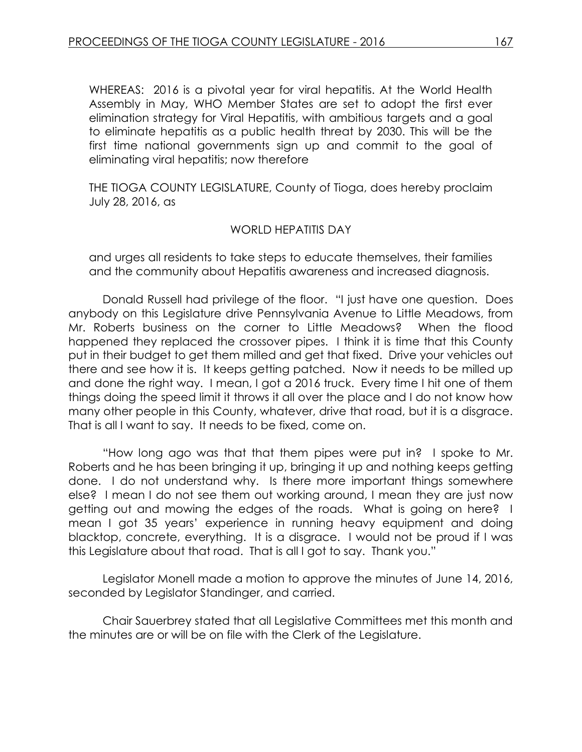WHEREAS: 2016 is a pivotal year for viral hepatitis. At the World Health Assembly in May, WHO Member States are set to adopt the first ever elimination strategy for Viral Hepatitis, with ambitious targets and a goal to eliminate hepatitis as a public health threat by 2030. This will be the first time national governments sign up and commit to the goal of eliminating viral hepatitis; now therefore

THE TIOGA COUNTY LEGISLATURE, County of Tioga, does hereby proclaim July 28, 2016, as

WORLD HEPATITIS DAY

and urges all residents to take steps to educate themselves, their families and the community about Hepatitis awareness and increased diagnosis.

Donald Russell had privilege of the floor. "I just have one question. Does anybody on this Legislature drive Pennsylvania Avenue to Little Meadows, from Mr. Roberts business on the corner to Little Meadows? When the flood happened they replaced the crossover pipes. I think it is time that this County put in their budget to get them milled and get that fixed. Drive your vehicles out there and see how it is. It keeps getting patched. Now it needs to be milled up and done the right way. I mean, I got a 2016 truck. Every time I hit one of them things doing the speed limit it throws it all over the place and I do not know how many other people in this County, whatever, drive that road, but it is a disgrace. That is all I want to say. It needs to be fixed, come on.

"How long ago was that that them pipes were put in? I spoke to Mr. Roberts and he has been bringing it up, bringing it up and nothing keeps getting done. I do not understand why. Is there more important things somewhere else? I mean I do not see them out working around, I mean they are just now getting out and mowing the edges of the roads. What is going on here? I mean I got 35 years' experience in running heavy equipment and doing blacktop, concrete, everything. It is a disgrace. I would not be proud if I was this Legislature about that road. That is all I got to say. Thank you."

Legislator Monell made a motion to approve the minutes of June 14, 2016, seconded by Legislator Standinger, and carried.

Chair Sauerbrey stated that all Legislative Committees met this month and the minutes are or will be on file with the Clerk of the Legislature.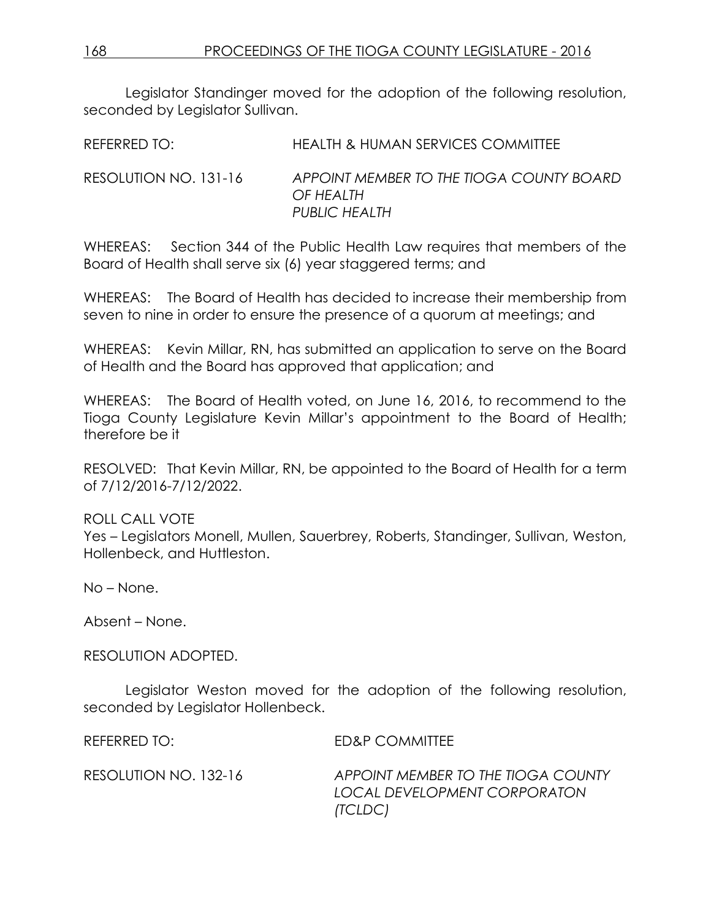Legislator Standinger moved for the adoption of the following resolution, seconded by Legislator Sullivan.

REFERRED TO: HEALTH & HUMAN SERVICES COMMITTEE

RESOLUTION NO. 131-16 *APPOINT MEMBER TO THE TIOGA COUNTY BOARD OF HEALTH*
*PUBLIC HEALTH*

WHEREAS: Section 344 of the Public Health Law requires that members of the Board of Health shall serve six (6) year staggered terms; and

WHEREAS: The Board of Health has decided to increase their membership from seven to nine in order to ensure the presence of a quorum at meetings; and

WHEREAS: Kevin Millar, RN, has submitted an application to serve on the Board of Health and the Board has approved that application; and

WHEREAS: The Board of Health voted, on June 16, 2016, to recommend to the Tioga County Legislature Kevin Millar's appointment to the Board of Health; therefore be it

RESOLVED: That Kevin Millar, RN, be appointed to the Board of Health for a term of 7/12/2016-7/12/2022.

ROLL CALL VOTE
Yes – Legislators Monell, Mullen, Sauerbrey, Roberts, Standinger, Sullivan, Weston, Hollenbeck, and Huttleston.

No – None.

Absent – None.

RESOLUTION ADOPTED.

Legislator Weston moved for the adoption of the following resolution, seconded by Legislator Hollenbeck.

REFERRED TO: ED&P COMMITTEE

RESOLUTION NO. 132-16 *APPOINT MEMBER TO THE TIOGA COUNTY LOCAL DEVELOPMENT CORPORATON (TCLDC)*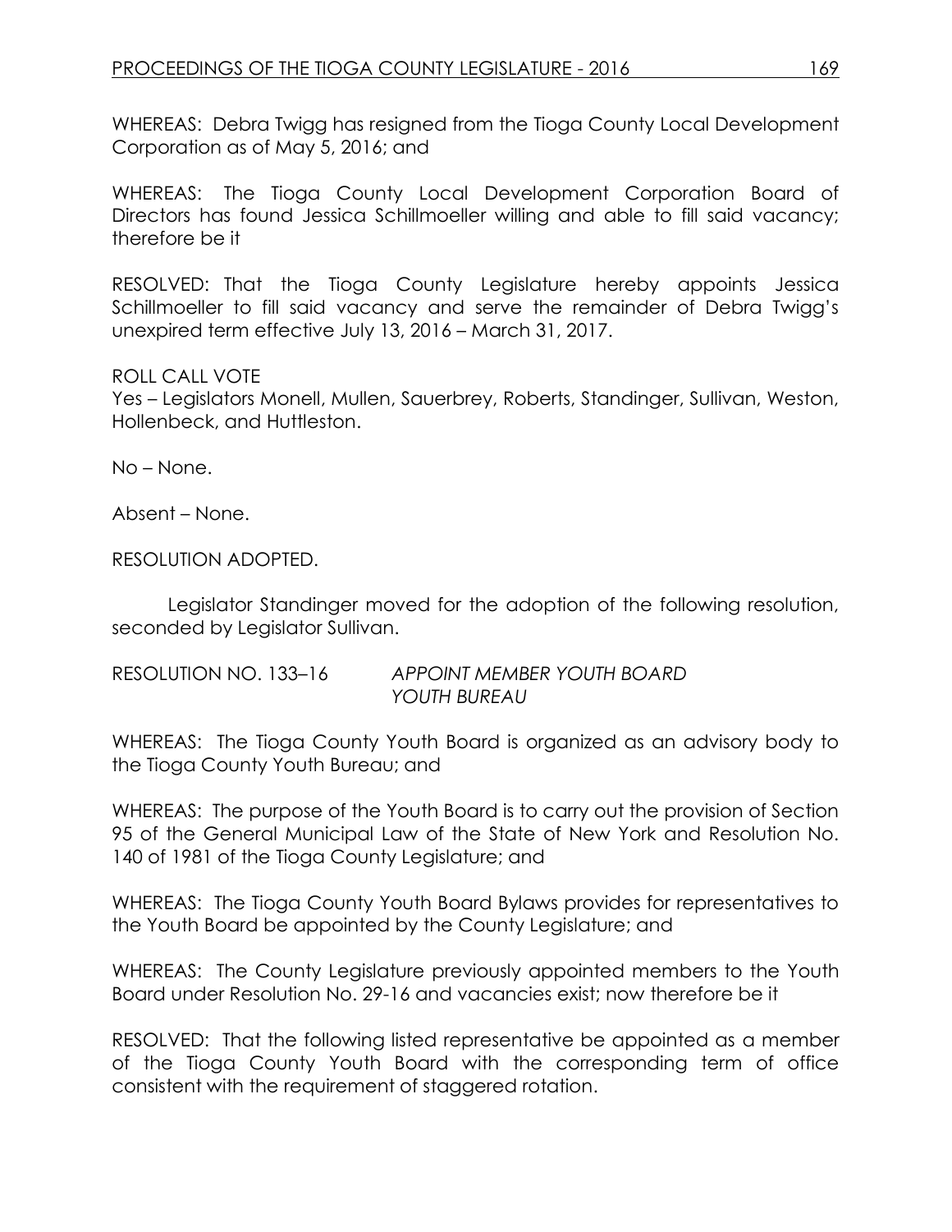WHEREAS: Debra Twigg has resigned from the Tioga County Local Development Corporation as of May 5, 2016; and

WHEREAS: The Tioga County Local Development Corporation Board of Directors has found Jessica Schillmoeller willing and able to fill said vacancy; therefore be it

RESOLVED: That the Tioga County Legislature hereby appoints Jessica Schillmoeller to fill said vacancy and serve the remainder of Debra Twigg's unexpired term effective July 13, 2016 – March 31, 2017.

ROLL CALL VOTE
Yes – Legislators Monell, Mullen, Sauerbrey, Roberts, Standinger, Sullivan, Weston, Hollenbeck, and Huttleston.

No – None.

Absent – None.

RESOLUTION ADOPTED.

Legislator Standinger moved for the adoption of the following resolution, seconded by Legislator Sullivan.

RESOLUTION NO. 133–16 *APPOINT MEMBER YOUTH BOARD YOUTH BUREAU*

WHEREAS: The Tioga County Youth Board is organized as an advisory body to the Tioga County Youth Bureau; and

WHEREAS: The purpose of the Youth Board is to carry out the provision of Section 95 of the General Municipal Law of the State of New York and Resolution No. 140 of 1981 of the Tioga County Legislature; and

WHEREAS: The Tioga County Youth Board Bylaws provides for representatives to the Youth Board be appointed by the County Legislature; and

WHEREAS: The County Legislature previously appointed members to the Youth Board under Resolution No. 29-16 and vacancies exist; now therefore be it

RESOLVED: That the following listed representative be appointed as a member of the Tioga County Youth Board with the corresponding term of office consistent with the requirement of staggered rotation.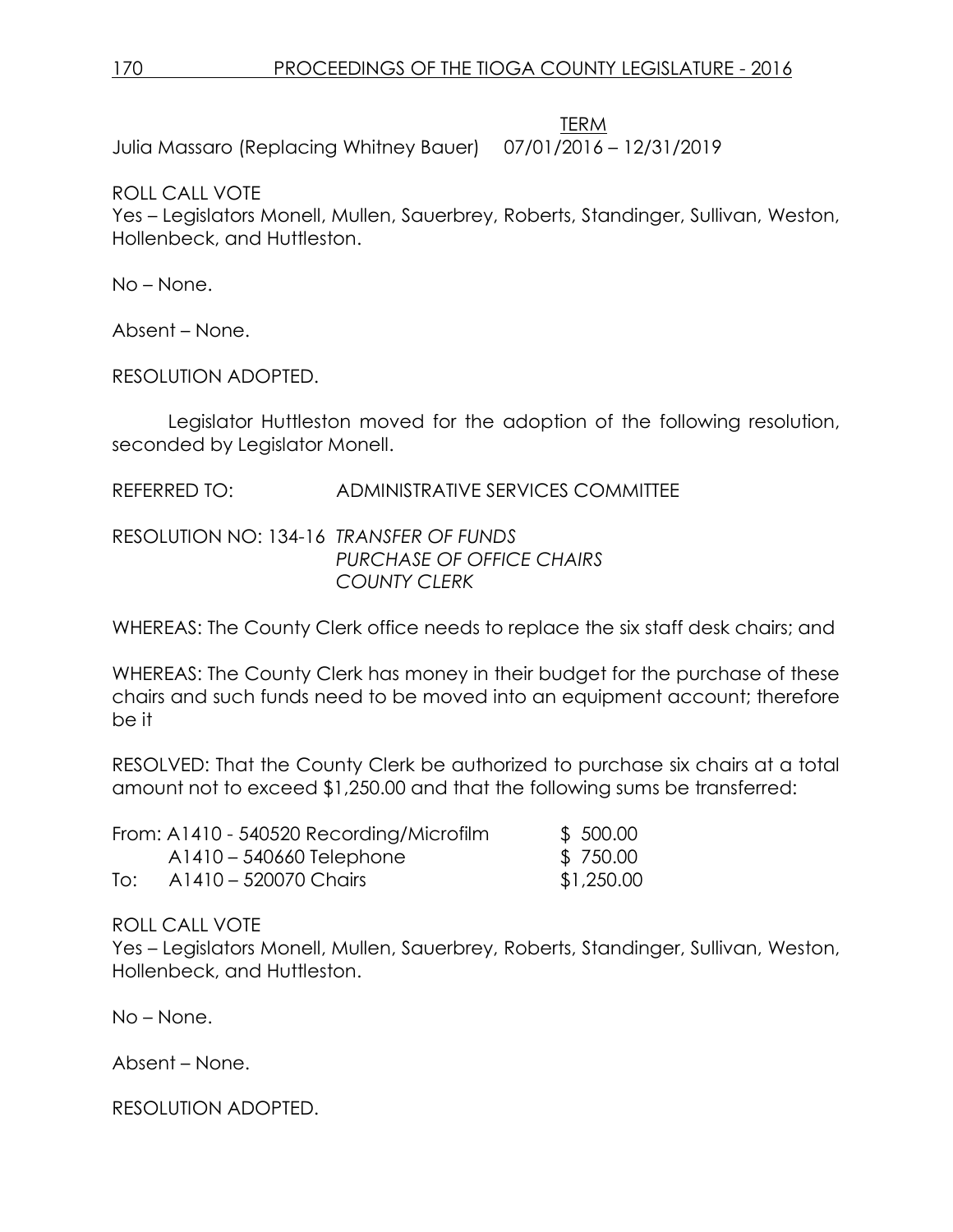| | TERM |
|---|---|
| Julia Massaro (Replacing Whitney Bauer) | 07/01/2016 – 12/31/2019 |

ROLL CALL VOTE
Yes – Legislators Monell, Mullen, Sauerbrey, Roberts, Standinger, Sullivan, Weston, Hollenbeck, and Huttleston.

No – None.

Absent – None.

RESOLUTION ADOPTED.

Legislator Huttleston moved for the adoption of the following resolution, seconded by Legislator Monell.

REFERRED TO: ADMINISTRATIVE SERVICES COMMITTEE

RESOLUTION NO: 134-16 *TRANSFER OF FUNDS*
*PURCHASE OF OFFICE CHAIRS*
*COUNTY CLERK*

WHEREAS: The County Clerk office needs to replace the six staff desk chairs; and

WHEREAS: The County Clerk has money in their budget for the purchase of these chairs and such funds need to be moved into an equipment account; therefore be it

RESOLVED: That the County Clerk be authorized to purchase six chairs at a total amount not to exceed $1,250.00 and that the following sums be transferred:

| | | |
|---|---|---|
| From: | A1410 - 540520 Recording/Microfilm | $ 500.00 |
| | A1410 – 540660 Telephone | $ 750.00 |
| To: | A1410 – 520070 Chairs | $1,250.00 |

ROLL CALL VOTE
Yes – Legislators Monell, Mullen, Sauerbrey, Roberts, Standinger, Sullivan, Weston, Hollenbeck, and Huttleston.

No – None.

Absent – None.

RESOLUTION ADOPTED.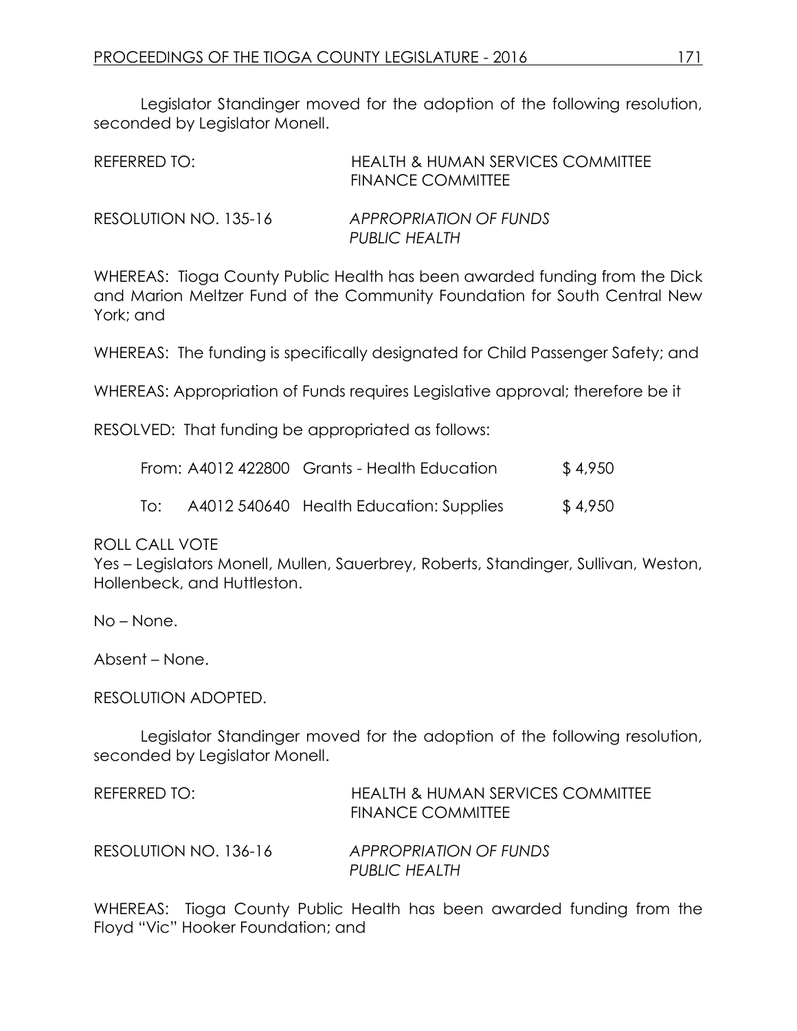Legislator Standinger moved for the adoption of the following resolution, seconded by Legislator Monell.

REFERRED TO: HEALTH & HUMAN SERVICES COMMITTEE
FINANCE COMMITTEE

RESOLUTION NO. 135-16 *APPROPRIATION OF FUNDS PUBLIC HEALTH*

WHEREAS: Tioga County Public Health has been awarded funding from the Dick and Marion Meltzer Fund of the Community Foundation for South Central New York; and

WHEREAS: The funding is specifically designated for Child Passenger Safety; and

WHEREAS: Appropriation of Funds requires Legislative approval; therefore be it

RESOLVED: That funding be appropriated as follows:

| | | | |
|---|---|---|---|
| From: | A4012 422800 | Grants - Health Education | $ 4,950 |
| To: | A4012 540640 | Health Education: Supplies | $ 4,950 |

ROLL CALL VOTE
Yes – Legislators Monell, Mullen, Sauerbrey, Roberts, Standinger, Sullivan, Weston, Hollenbeck, and Huttleston.

No – None.

Absent – None.

RESOLUTION ADOPTED.

Legislator Standinger moved for the adoption of the following resolution, seconded by Legislator Monell.

REFERRED TO: HEALTH & HUMAN SERVICES COMMITTEE
FINANCE COMMITTEE

RESOLUTION NO. 136-16 *APPROPRIATION OF FUNDS PUBLIC HEALTH*

WHEREAS: Tioga County Public Health has been awarded funding from the Floyd "Vic" Hooker Foundation; and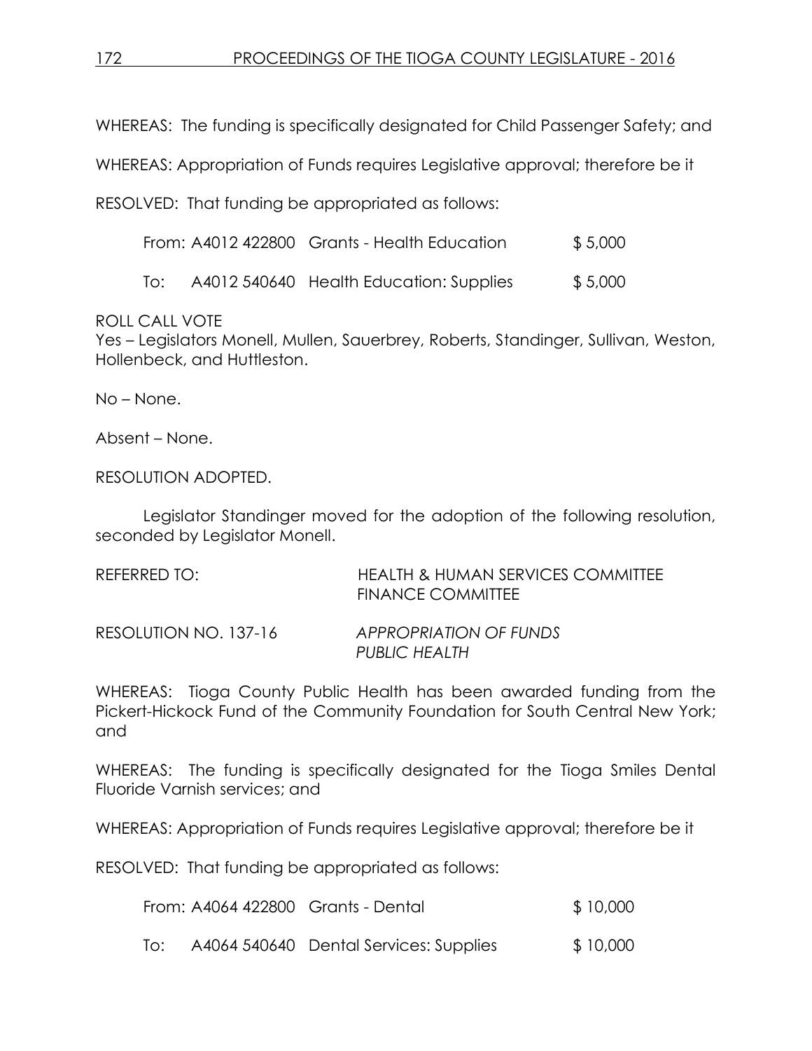WHEREAS: The funding is specifically designated for Child Passenger Safety; and

WHEREAS: Appropriation of Funds requires Legislative approval; therefore be it

RESOLVED: That funding be appropriated as follows:

| | | | |
|---|---|---|---|
| From: | A4012 422800 | Grants - Health Education | $ 5,000 |
| To: | A4012 540640 | Health Education: Supplies | $ 5,000 |

ROLL CALL VOTE
Yes – Legislators Monell, Mullen, Sauerbrey, Roberts, Standinger, Sullivan, Weston, Hollenbeck, and Huttleston.

No – None.

Absent – None.

RESOLUTION ADOPTED.

Legislator Standinger moved for the adoption of the following resolution, seconded by Legislator Monell.

REFERRED TO: HEALTH & HUMAN SERVICES COMMITTEE
FINANCE COMMITTEE

RESOLUTION NO. 137-16 *APPROPRIATION OF FUNDS PUBLIC HEALTH*

WHEREAS: Tioga County Public Health has been awarded funding from the Pickert-Hickock Fund of the Community Foundation for South Central New York; and

WHEREAS: The funding is specifically designated for the Tioga Smiles Dental Fluoride Varnish services; and

WHEREAS: Appropriation of Funds requires Legislative approval; therefore be it

RESOLVED: That funding be appropriated as follows:

| | | | |
|---|---|---|---|
| From: | A4064 422800 | Grants - Dental | $ 10,000 |
| To: | A4064 540640 | Dental Services: Supplies | $ 10,000 |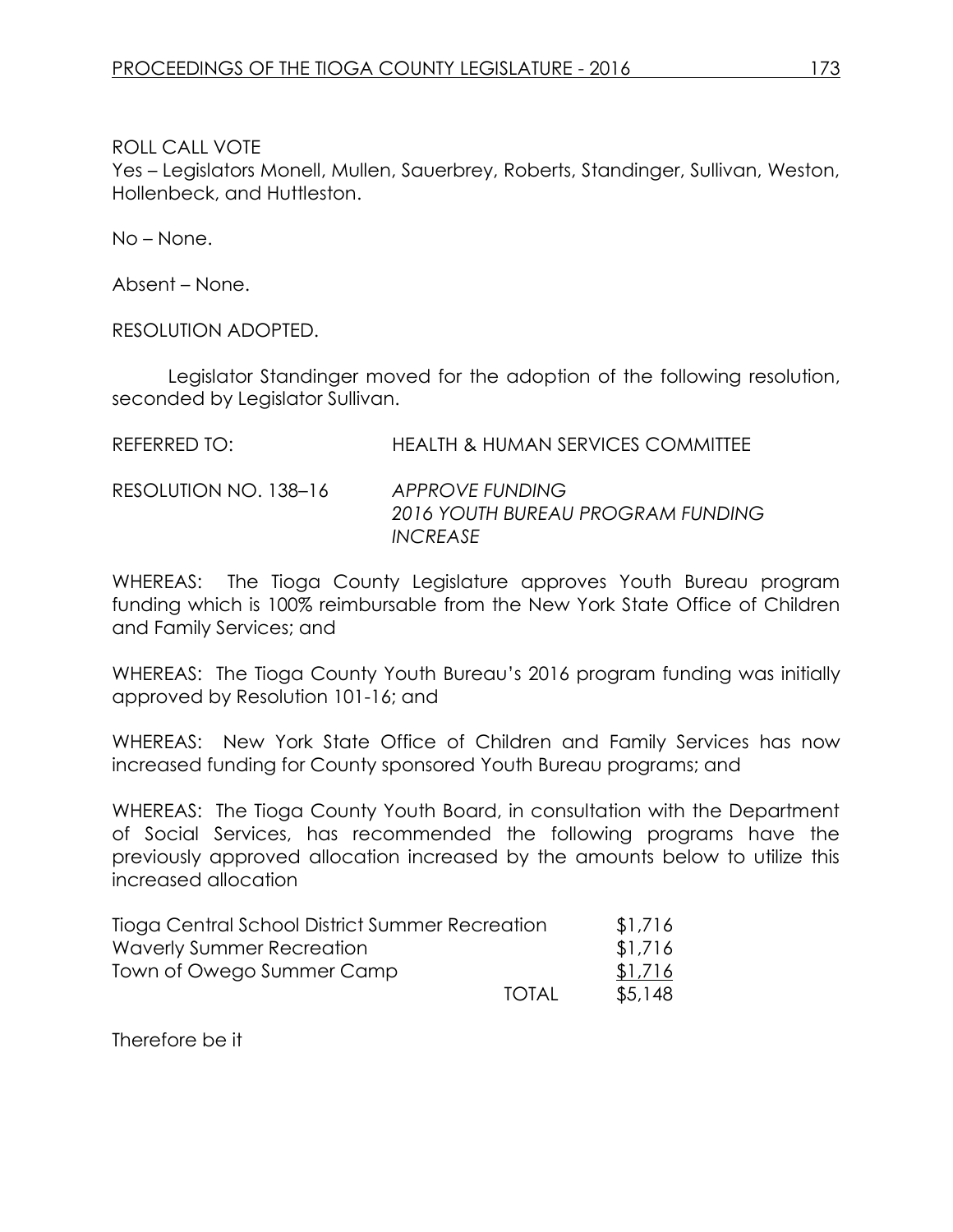ROLL CALL VOTE

Yes – Legislators Monell, Mullen, Sauerbrey, Roberts, Standinger, Sullivan, Weston, Hollenbeck, and Huttleston.

No – None.

Absent – None.

RESOLUTION ADOPTED.

Legislator Standinger moved for the adoption of the following resolution, seconded by Legislator Sullivan.

REFERRED TO: HEALTH & HUMAN SERVICES COMMITTEE

RESOLUTION NO. 138–16 *APPROVE FUNDING 2016 YOUTH BUREAU PROGRAM FUNDING INCREASE*

WHEREAS: The Tioga County Legislature approves Youth Bureau program funding which is 100% reimbursable from the New York State Office of Children and Family Services; and

WHEREAS: The Tioga County Youth Bureau's 2016 program funding was initially approved by Resolution 101-16; and

WHEREAS: New York State Office of Children and Family Services has now increased funding for County sponsored Youth Bureau programs; and

WHEREAS: The Tioga County Youth Board, in consultation with the Department of Social Services, has recommended the following programs have the previously approved allocation increased by the amounts below to utilize this increased allocation

| | | |
|---|---|---|
| Tioga Central School District Summer Recreation | | $1,716 |
| Waverly Summer Recreation | | $1,716 |
| Town of Owego Summer Camp | | $1,716 |
| | TOTAL | $5,148 |

Therefore be it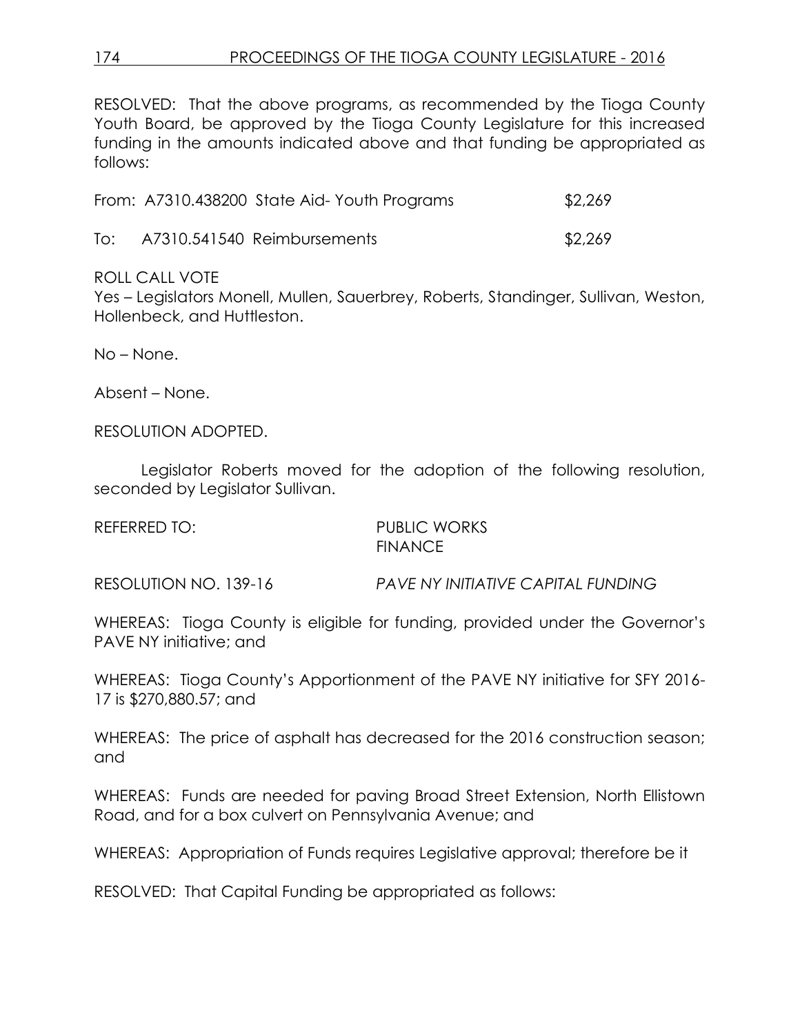RESOLVED: That the above programs, as recommended by the Tioga County Youth Board, be approved by the Tioga County Legislature for this increased funding in the amounts indicated above and that funding be appropriated as follows:

From: A7310.438200 State Aid- Youth Programs $2,269

To: A7310.541540 Reimbursements $2,269

ROLL CALL VOTE
Yes – Legislators Monell, Mullen, Sauerbrey, Roberts, Standinger, Sullivan, Weston, Hollenbeck, and Huttleston.

No – None.

Absent – None.

RESOLUTION ADOPTED.

Legislator Roberts moved for the adoption of the following resolution, seconded by Legislator Sullivan.

REFERRED TO: PUBLIC WORKS
FINANCE

RESOLUTION NO. 139-16 *PAVE NY INITIATIVE CAPITAL FUNDING*

WHEREAS: Tioga County is eligible for funding, provided under the Governor's PAVE NY initiative; and

WHEREAS: Tioga County's Apportionment of the PAVE NY initiative for SFY 2016-17 is $270,880.57; and

WHEREAS: The price of asphalt has decreased for the 2016 construction season; and

WHEREAS: Funds are needed for paving Broad Street Extension, North Ellistown Road, and for a box culvert on Pennsylvania Avenue; and

WHEREAS: Appropriation of Funds requires Legislative approval; therefore be it

RESOLVED: That Capital Funding be appropriated as follows: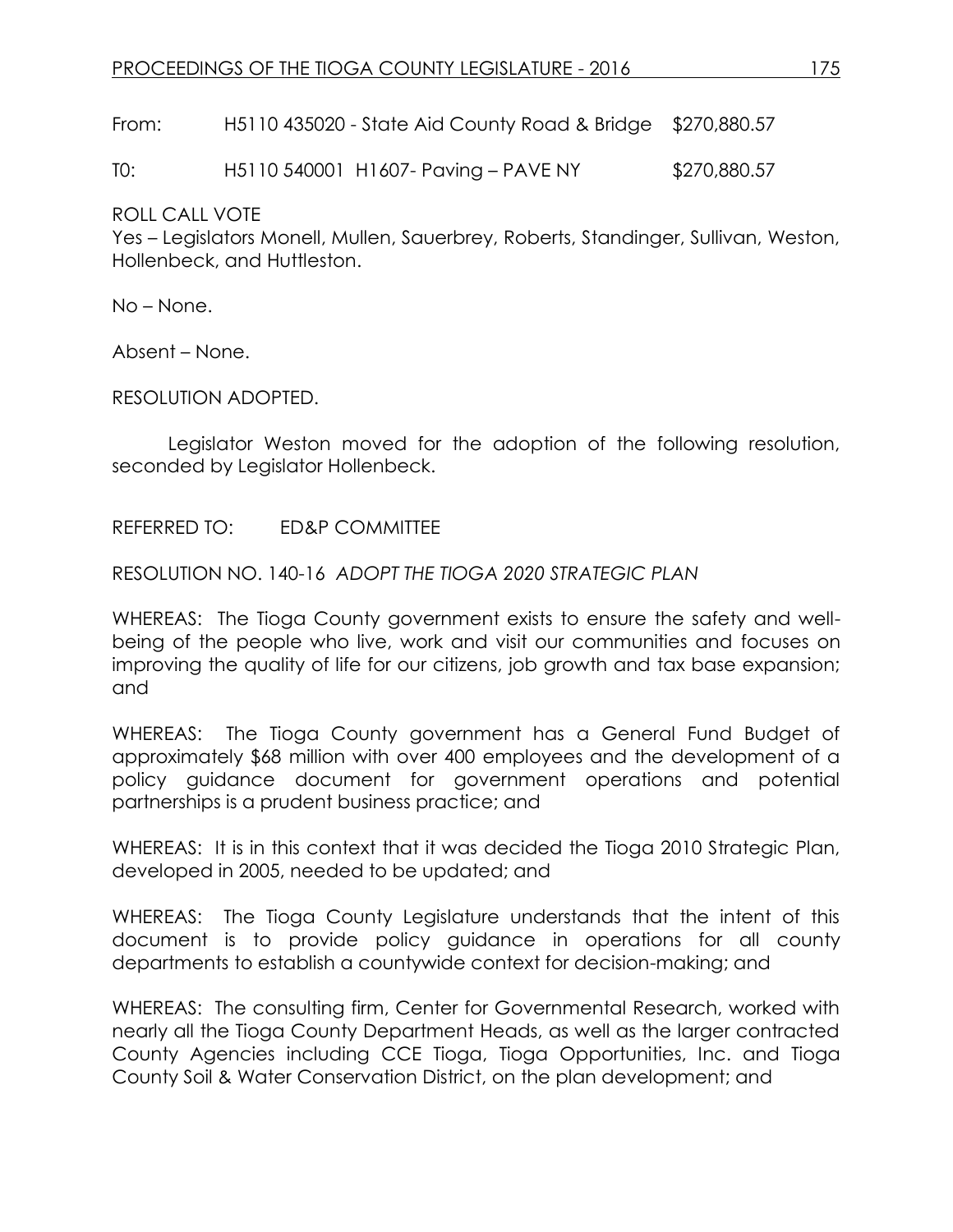From: H5110 435020 - State Aid County Road & Bridge $270,880.57

T0: H5110 540001 H1607- Paving – PAVE NY $270,880.57

ROLL CALL VOTE
Yes – Legislators Monell, Mullen, Sauerbrey, Roberts, Standinger, Sullivan, Weston, Hollenbeck, and Huttleston.

No – None.

Absent – None.

RESOLUTION ADOPTED.

Legislator Weston moved for the adoption of the following resolution, seconded by Legislator Hollenbeck.

REFERRED TO: ED&P COMMITTEE

RESOLUTION NO. 140-16 *ADOPT THE TIOGA 2020 STRATEGIC PLAN*

WHEREAS: The Tioga County government exists to ensure the safety and well-being of the people who live, work and visit our communities and focuses on improving the quality of life for our citizens, job growth and tax base expansion; and

WHEREAS: The Tioga County government has a General Fund Budget of approximately $68 million with over 400 employees and the development of a policy guidance document for government operations and potential partnerships is a prudent business practice; and

WHEREAS: It is in this context that it was decided the Tioga 2010 Strategic Plan, developed in 2005, needed to be updated; and

WHEREAS: The Tioga County Legislature understands that the intent of this document is to provide policy guidance in operations for all county departments to establish a countywide context for decision-making; and

WHEREAS: The consulting firm, Center for Governmental Research, worked with nearly all the Tioga County Department Heads, as well as the larger contracted County Agencies including CCE Tioga, Tioga Opportunities, Inc. and Tioga County Soil & Water Conservation District, on the plan development; and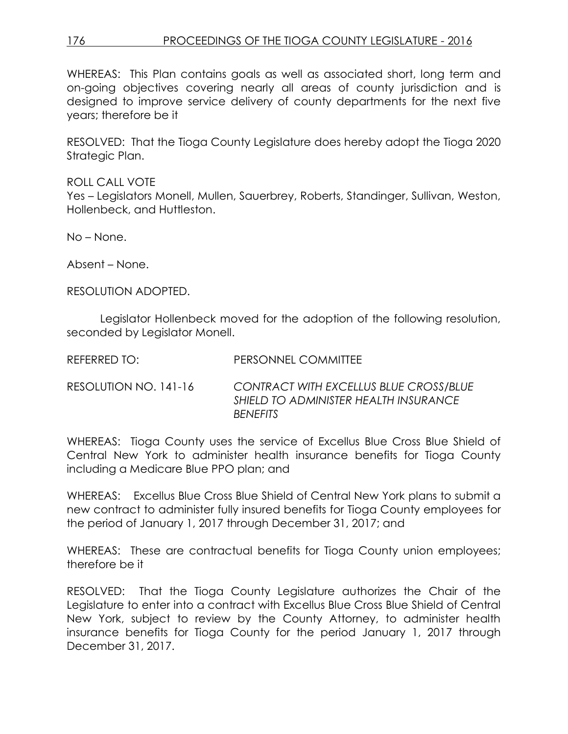WHEREAS: This Plan contains goals as well as associated short, long term and on-going objectives covering nearly all areas of county jurisdiction and is designed to improve service delivery of county departments for the next five years; therefore be it

RESOLVED: That the Tioga County Legislature does hereby adopt the Tioga 2020 Strategic Plan.

ROLL CALL VOTE
Yes – Legislators Monell, Mullen, Sauerbrey, Roberts, Standinger, Sullivan, Weston, Hollenbeck, and Huttleston.

No – None.

Absent – None.

RESOLUTION ADOPTED.

Legislator Hollenbeck moved for the adoption of the following resolution, seconded by Legislator Monell.

REFERRED TO: PERSONNEL COMMITTEE

RESOLUTION NO. 141-16 *CONTRACT WITH EXCELLUS BLUE CROSS/BLUE SHIELD TO ADMINISTER HEALTH INSURANCE BENEFITS*

WHEREAS: Tioga County uses the service of Excellus Blue Cross Blue Shield of Central New York to administer health insurance benefits for Tioga County including a Medicare Blue PPO plan; and

WHEREAS: Excellus Blue Cross Blue Shield of Central New York plans to submit a new contract to administer fully insured benefits for Tioga County employees for the period of January 1, 2017 through December 31, 2017; and

WHEREAS: These are contractual benefits for Tioga County union employees; therefore be it

RESOLVED: That the Tioga County Legislature authorizes the Chair of the Legislature to enter into a contract with Excellus Blue Cross Blue Shield of Central New York, subject to review by the County Attorney, to administer health insurance benefits for Tioga County for the period January 1, 2017 through December 31, 2017.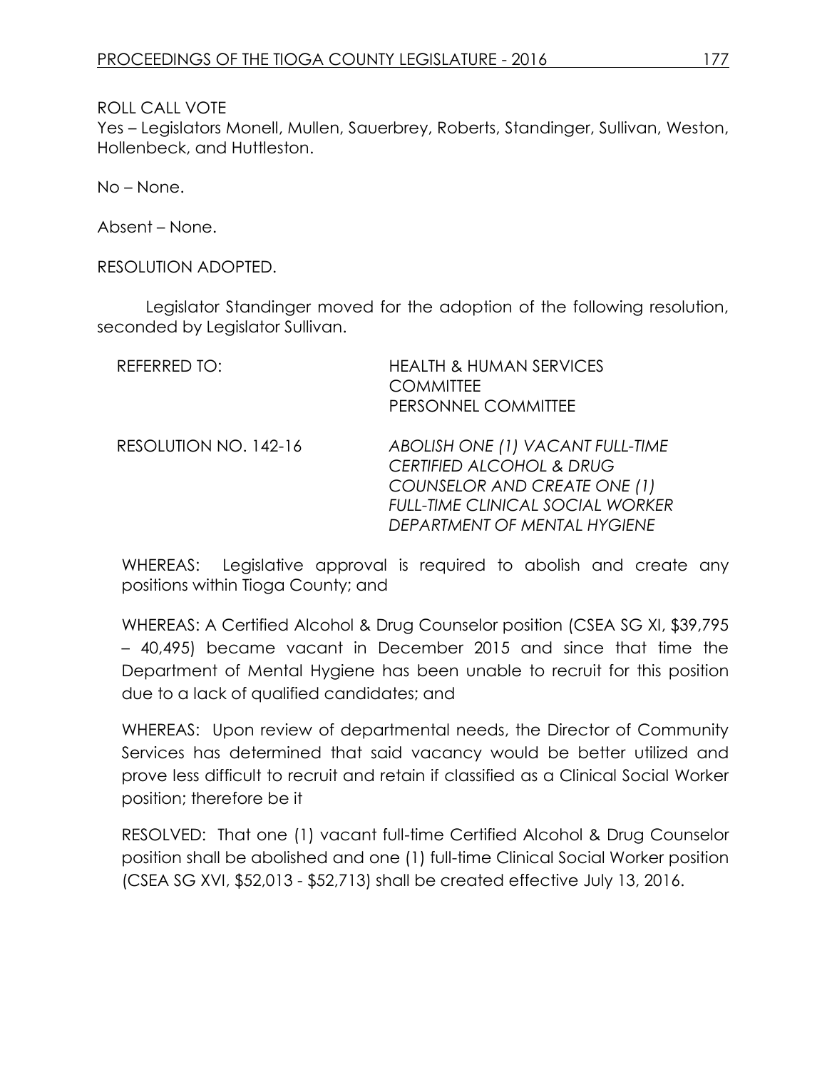ROLL CALL VOTE
Yes – Legislators Monell, Mullen, Sauerbrey, Roberts, Standinger, Sullivan, Weston, Hollenbeck, and Huttleston.

No – None.

Absent – None.

RESOLUTION ADOPTED.

Legislator Standinger moved for the adoption of the following resolution, seconded by Legislator Sullivan.

REFERRED TO: HEALTH & HUMAN SERVICES COMMITTEE
PERSONNEL COMMITTEE

RESOLUTION NO. 142-16 *ABOLISH ONE (1) VACANT FULL-TIME CERTIFIED ALCOHOL & DRUG COUNSELOR AND CREATE ONE (1) FULL-TIME CLINICAL SOCIAL WORKER DEPARTMENT OF MENTAL HYGIENE*

WHEREAS: Legislative approval is required to abolish and create any positions within Tioga County; and

WHEREAS: A Certified Alcohol & Drug Counselor position (CSEA SG XI, $39,795 – 40,495) became vacant in December 2015 and since that time the Department of Mental Hygiene has been unable to recruit for this position due to a lack of qualified candidates; and

WHEREAS: Upon review of departmental needs, the Director of Community Services has determined that said vacancy would be better utilized and prove less difficult to recruit and retain if classified as a Clinical Social Worker position; therefore be it

RESOLVED: That one (1) vacant full-time Certified Alcohol & Drug Counselor position shall be abolished and one (1) full-time Clinical Social Worker position (CSEA SG XVI, $52,013 - $52,713) shall be created effective July 13, 2016.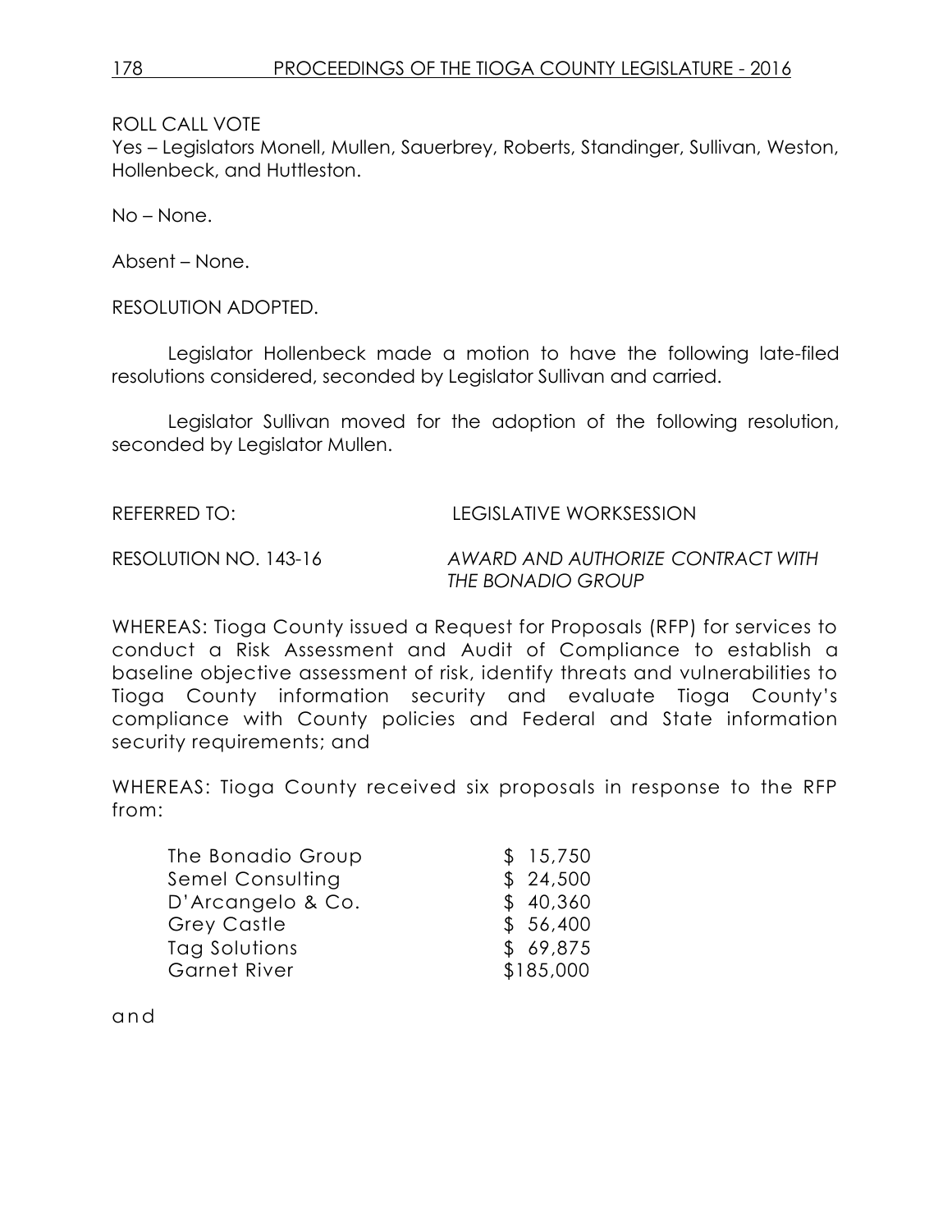ROLL CALL VOTE

Yes – Legislators Monell, Mullen, Sauerbrey, Roberts, Standinger, Sullivan, Weston, Hollenbeck, and Huttleston.

No – None.

Absent – None.

RESOLUTION ADOPTED.

Legislator Hollenbeck made a motion to have the following late-filed resolutions considered, seconded by Legislator Sullivan and carried.

Legislator Sullivan moved for the adoption of the following resolution, seconded by Legislator Mullen.

REFERRED TO: LEGISLATIVE WORKSESSION

RESOLUTION NO. 143-16 *AWARD AND AUTHORIZE CONTRACT WITH THE BONADIO GROUP*

WHEREAS: Tioga County issued a Request for Proposals (RFP) for services to conduct a Risk Assessment and Audit of Compliance to establish a baseline objective assessment of risk, identify threats and vulnerabilities to Tioga County information security and evaluate Tioga County's compliance with County policies and Federal and State information security requirements; and

WHEREAS: Tioga County received six proposals in response to the RFP from:

| | |
|---|---|
| The Bonadio Group | $ 15,750 |
| Semel Consulting | $ 24,500 |
| D'Arcangelo & Co. | $ 40,360 |
| Grey Castle | $ 56,400 |
| Tag Solutions | $ 69,875 |
| Garnet River | $185,000 |

and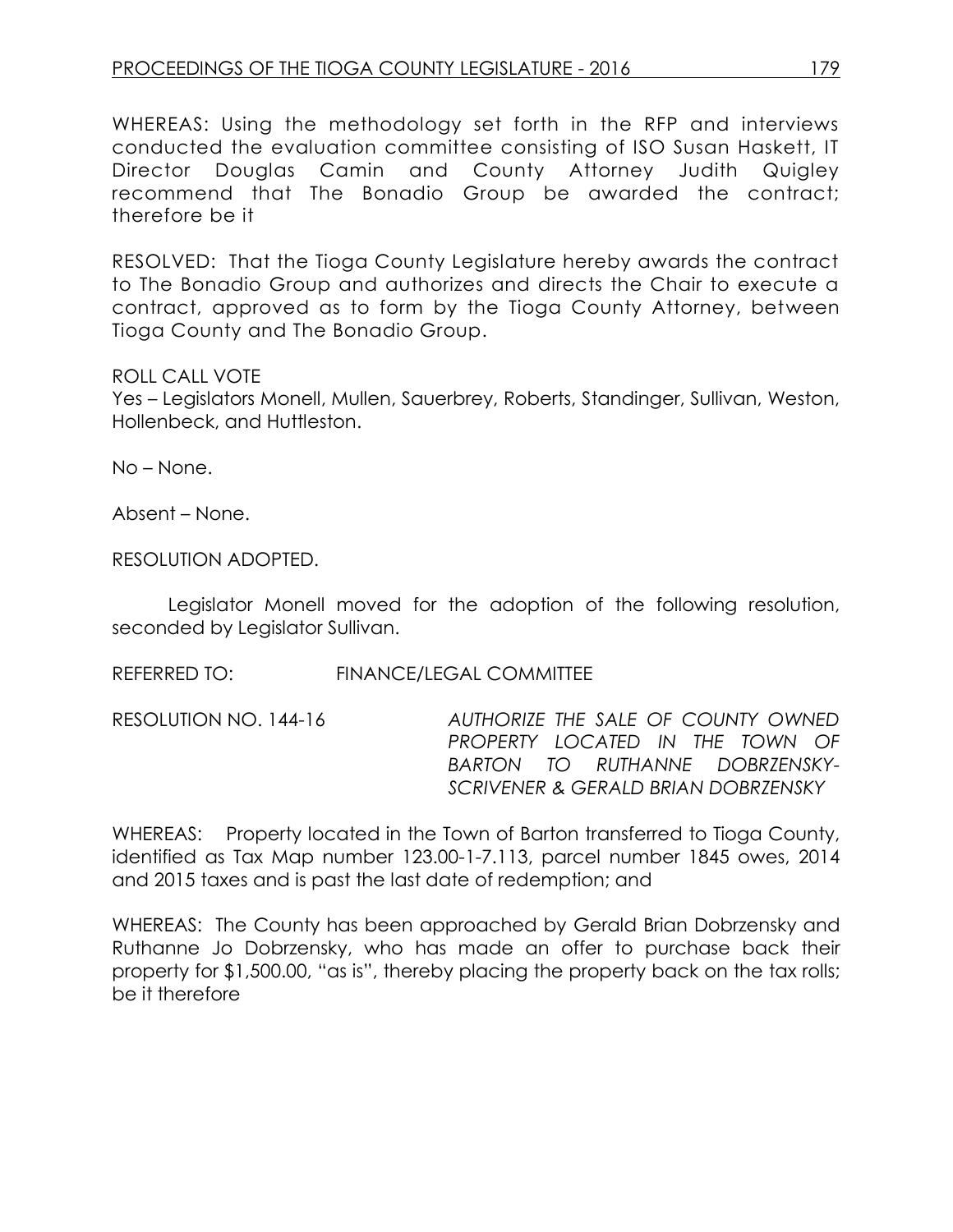WHEREAS: Using the methodology set forth in the RFP and interviews conducted the evaluation committee consisting of ISO Susan Haskett, IT Director Douglas Camin and County Attorney Judith Quigley recommend that The Bonadio Group be awarded the contract; therefore be it

RESOLVED: That the Tioga County Legislature hereby awards the contract to The Bonadio Group and authorizes and directs the Chair to execute a contract, approved as to form by the Tioga County Attorney, between Tioga County and The Bonadio Group.

ROLL CALL VOTE
Yes – Legislators Monell, Mullen, Sauerbrey, Roberts, Standinger, Sullivan, Weston, Hollenbeck, and Huttleston.

No – None.

Absent – None.

RESOLUTION ADOPTED.

Legislator Monell moved for the adoption of the following resolution, seconded by Legislator Sullivan.

REFERRED TO: FINANCE/LEGAL COMMITTEE

RESOLUTION NO. 144-16 *AUTHORIZE THE SALE OF COUNTY OWNED PROPERTY LOCATED IN THE TOWN OF BARTON TO RUTHANNE DOBRZENSKY-SCRIVENER & GERALD BRIAN DOBRZENSKY*

WHEREAS: Property located in the Town of Barton transferred to Tioga County, identified as Tax Map number 123.00-1-7.113, parcel number 1845 owes, 2014 and 2015 taxes and is past the last date of redemption; and

WHEREAS: The County has been approached by Gerald Brian Dobrzensky and Ruthanne Jo Dobrzensky, who has made an offer to purchase back their property for $1,500.00, "as is", thereby placing the property back on the tax rolls; be it therefore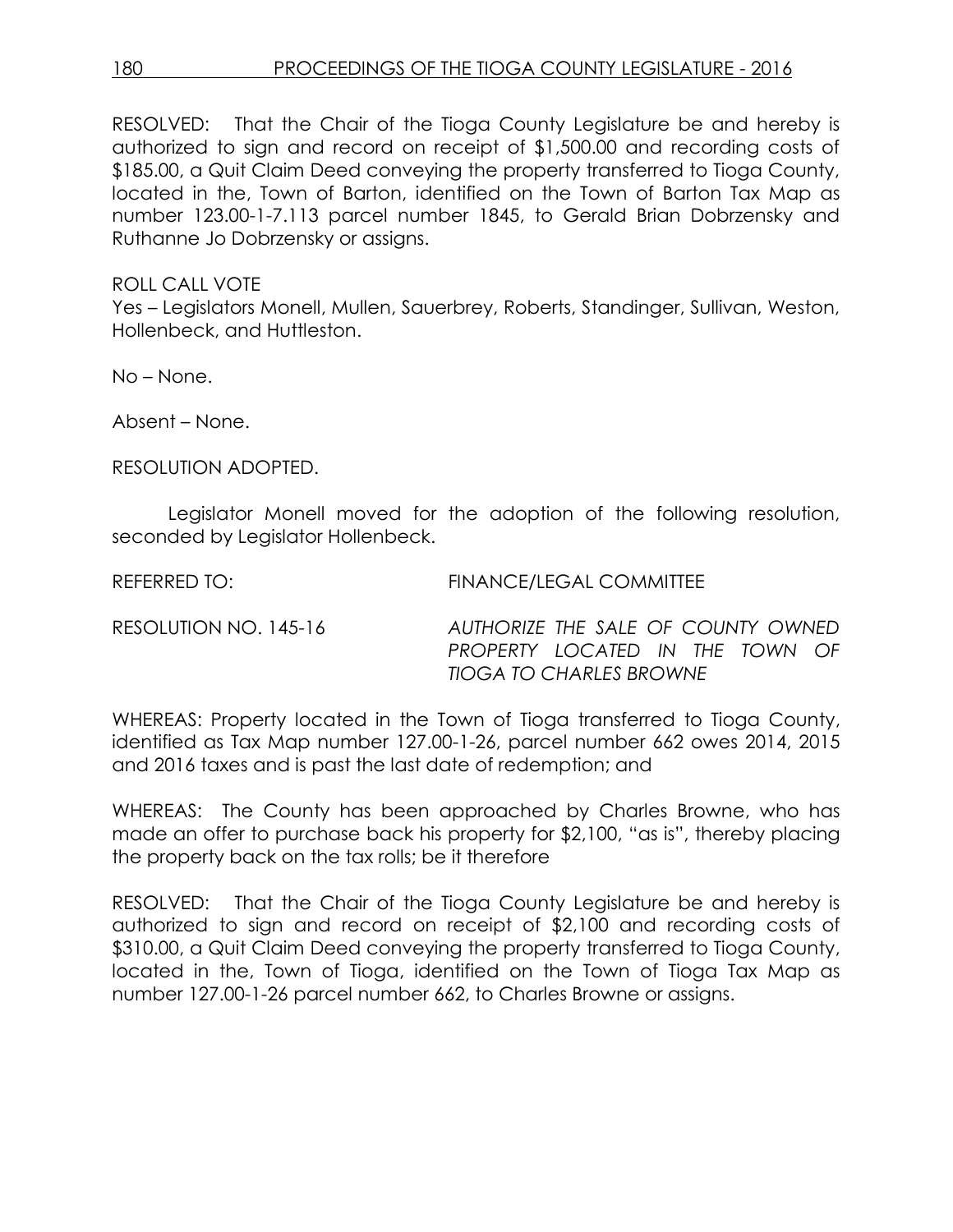RESOLVED: That the Chair of the Tioga County Legislature be and hereby is authorized to sign and record on receipt of $1,500.00 and recording costs of $185.00, a Quit Claim Deed conveying the property transferred to Tioga County, located in the, Town of Barton, identified on the Town of Barton Tax Map as number 123.00-1-7.113 parcel number 1845, to Gerald Brian Dobrzensky and Ruthanne Jo Dobrzensky or assigns.

ROLL CALL VOTE
Yes – Legislators Monell, Mullen, Sauerbrey, Roberts, Standinger, Sullivan, Weston, Hollenbeck, and Huttleston.

No – None.

Absent – None.

RESOLUTION ADOPTED.

Legislator Monell moved for the adoption of the following resolution, seconded by Legislator Hollenbeck.

REFERRED TO: FINANCE/LEGAL COMMITTEE

RESOLUTION NO. 145-16 *AUTHORIZE THE SALE OF COUNTY OWNED PROPERTY LOCATED IN THE TOWN OF TIOGA TO CHARLES BROWNE*

WHEREAS: Property located in the Town of Tioga transferred to Tioga County, identified as Tax Map number 127.00-1-26, parcel number 662 owes 2014, 2015 and 2016 taxes and is past the last date of redemption; and

WHEREAS: The County has been approached by Charles Browne, who has made an offer to purchase back his property for $2,100, "as is", thereby placing the property back on the tax rolls; be it therefore

RESOLVED: That the Chair of the Tioga County Legislature be and hereby is authorized to sign and record on receipt of $2,100 and recording costs of $310.00, a Quit Claim Deed conveying the property transferred to Tioga County, located in the, Town of Tioga, identified on the Town of Tioga Tax Map as number 127.00-1-26 parcel number 662, to Charles Browne or assigns.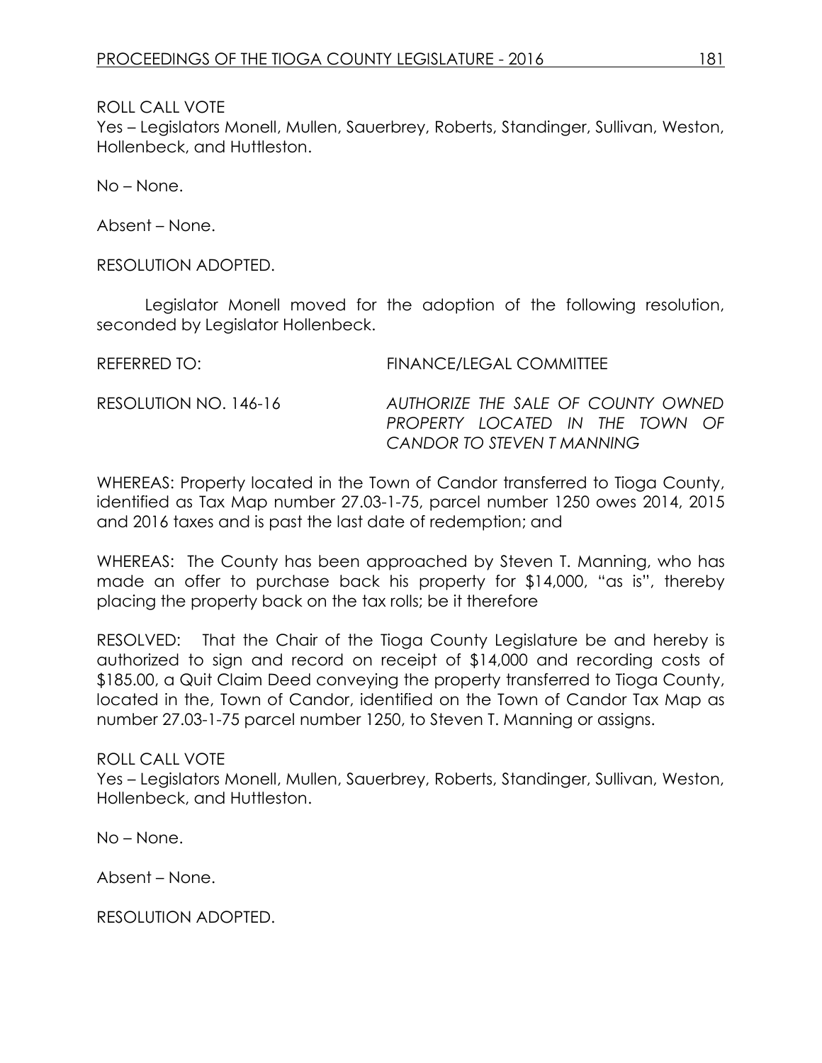ROLL CALL VOTE
Yes – Legislators Monell, Mullen, Sauerbrey, Roberts, Standinger, Sullivan, Weston, Hollenbeck, and Huttleston.

No – None.

Absent – None.

RESOLUTION ADOPTED.

Legislator Monell moved for the adoption of the following resolution, seconded by Legislator Hollenbeck.

REFERRED TO: FINANCE/LEGAL COMMITTEE

RESOLUTION NO. 146-16 *AUTHORIZE THE SALE OF COUNTY OWNED PROPERTY LOCATED IN THE TOWN OF CANDOR TO STEVEN T MANNING*

WHEREAS: Property located in the Town of Candor transferred to Tioga County, identified as Tax Map number 27.03-1-75, parcel number 1250 owes 2014, 2015 and 2016 taxes and is past the last date of redemption; and

WHEREAS: The County has been approached by Steven T. Manning, who has made an offer to purchase back his property for $14,000, "as is", thereby placing the property back on the tax rolls; be it therefore

RESOLVED: That the Chair of the Tioga County Legislature be and hereby is authorized to sign and record on receipt of $14,000 and recording costs of $185.00, a Quit Claim Deed conveying the property transferred to Tioga County, located in the, Town of Candor, identified on the Town of Candor Tax Map as number 27.03-1-75 parcel number 1250, to Steven T. Manning or assigns.

ROLL CALL VOTE
Yes – Legislators Monell, Mullen, Sauerbrey, Roberts, Standinger, Sullivan, Weston, Hollenbeck, and Huttleston.

No – None.

Absent – None.

RESOLUTION ADOPTED.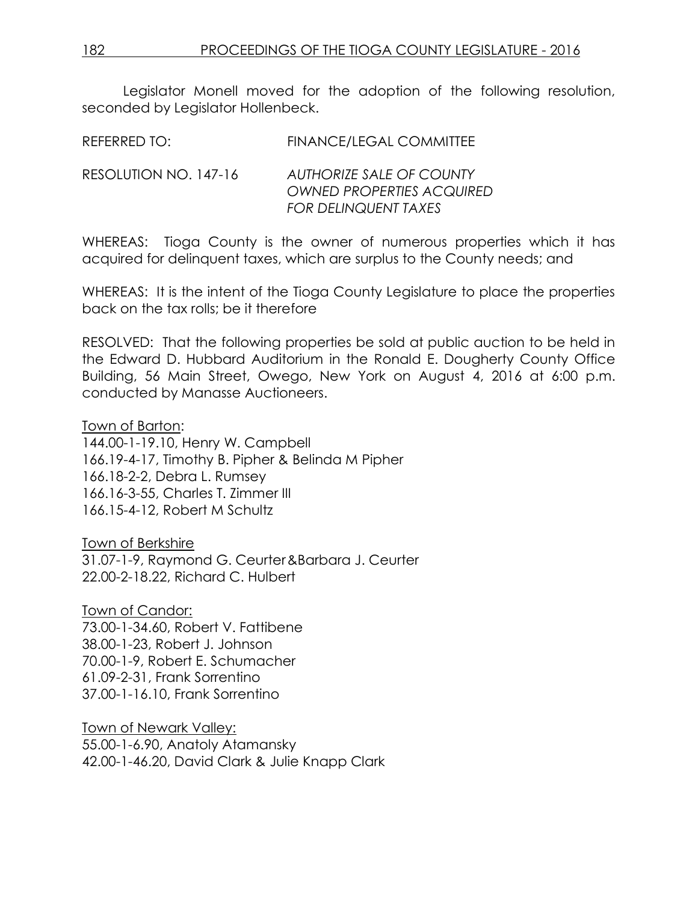Legislator Monell moved for the adoption of the following resolution, seconded by Legislator Hollenbeck.

REFERRED TO: FINANCE/LEGAL COMMITTEE

RESOLUTION NO. 147-16 *AUTHORIZE SALE OF COUNTY OWNED PROPERTIES ACQUIRED FOR DELINQUENT TAXES*

WHEREAS: Tioga County is the owner of numerous properties which it has acquired for delinquent taxes, which are surplus to the County needs; and

WHEREAS: It is the intent of the Tioga County Legislature to place the properties back on the tax rolls; be it therefore

RESOLVED: That the following properties be sold at public auction to be held in the Edward D. Hubbard Auditorium in the Ronald E. Dougherty County Office Building, 56 Main Street, Owego, New York on August 4, 2016 at 6:00 p.m. conducted by Manasse Auctioneers.

Town of Barton:
144.00-1-19.10, Henry W. Campbell
166.19-4-17, Timothy B. Pipher & Belinda M Pipher
166.18-2-2, Debra L. Rumsey
166.16-3-55, Charles T. Zimmer III
166.15-4-12, Robert M Schultz

Town of Berkshire
31.07-1-9, Raymond G. Ceurter&Barbara J. Ceurter
22.00-2-18.22, Richard C. Hulbert

Town of Candor:
73.00-1-34.60, Robert V. Fattibene
38.00-1-23, Robert J. Johnson
70.00-1-9, Robert E. Schumacher
61.09-2-31, Frank Sorrentino
37.00-1-16.10, Frank Sorrentino

Town of Newark Valley:
55.00-1-6.90, Anatoly Atamansky
42.00-1-46.20, David Clark & Julie Knapp Clark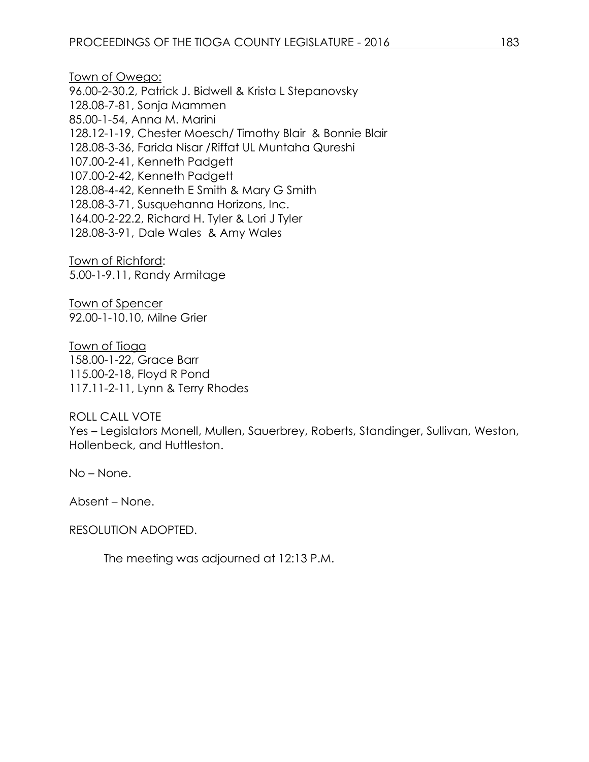Town of Owego:
96.00-2-30.2, Patrick J. Bidwell & Krista L Stepanovsky
128.08-7-81, Sonja Mammen
85.00-1-54, Anna M. Marini
128.12-1-19, Chester Moesch/ Timothy Blair & Bonnie Blair
128.08-3-36, Farida Nisar /Riffat UL Muntaha Qureshi
107.00-2-41, Kenneth Padgett
107.00-2-42, Kenneth Padgett
128.08-4-42, Kenneth E Smith & Mary G Smith
128.08-3-71, Susquehanna Horizons, Inc.
164.00-2-22.2, Richard H. Tyler & Lori J Tyler
128.08-3-91, Dale Wales & Amy Wales

Town of Richford:
5.00-1-9.11, Randy Armitage

Town of Spencer
92.00-1-10.10, Milne Grier

Town of Tioga
158.00-1-22, Grace Barr
115.00-2-18, Floyd R Pond
117.11-2-11, Lynn & Terry Rhodes

ROLL CALL VOTE
Yes – Legislators Monell, Mullen, Sauerbrey, Roberts, Standinger, Sullivan, Weston, Hollenbeck, and Huttleston.

No – None.

Absent – None.

RESOLUTION ADOPTED.

The meeting was adjourned at 12:13 P.M.